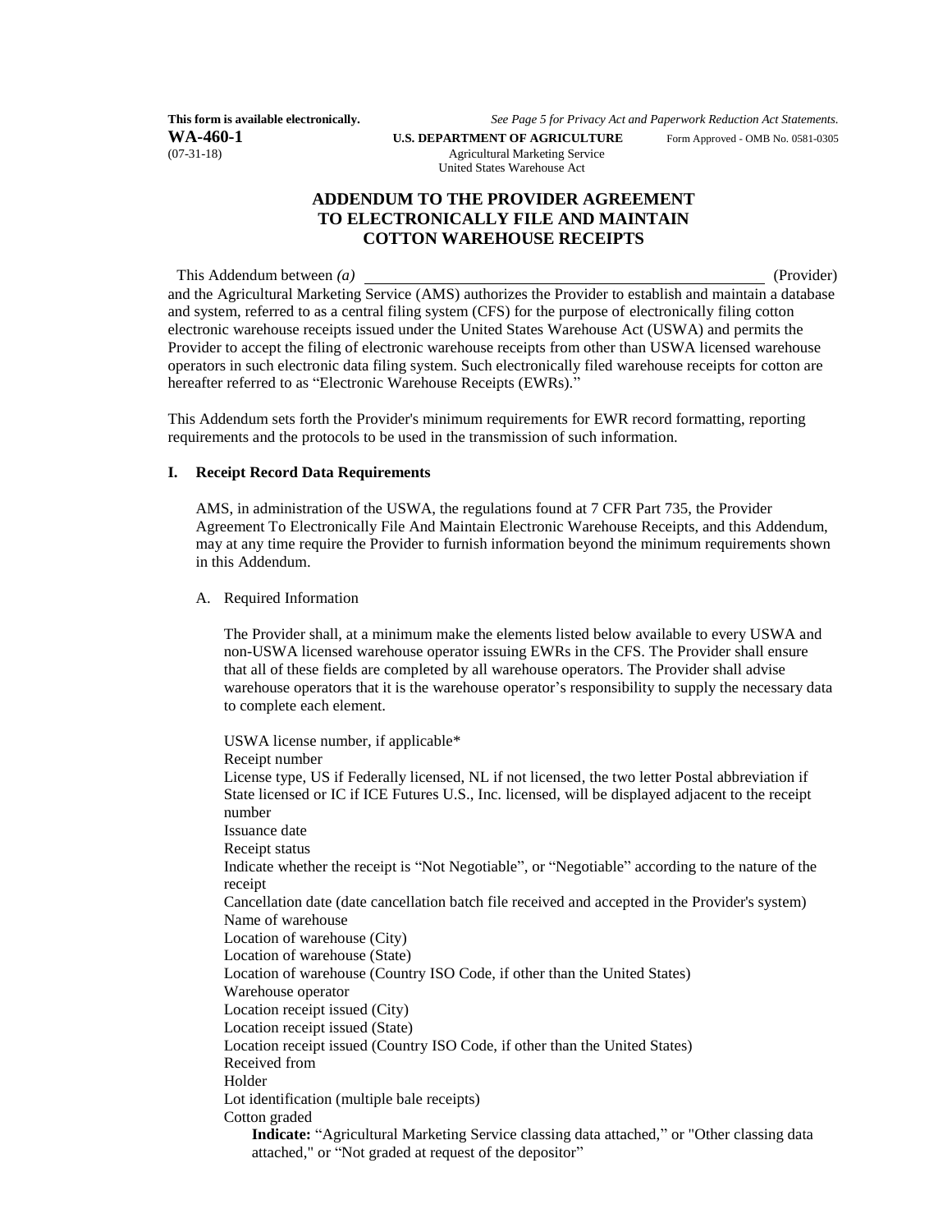**This form is available electronically.** *See Page 5 for Privacy Act and Paperwork Reduction Act Statements.*

**WA-460-1** (07-31-18)

**U.S. DEPARTMENT OF AGRICULTURE**
Agricultural Marketing Service
United States Warehouse Act

Form Approved - OMB No. 0581-0305

# ADDENDUM TO THE PROVIDER AGREEMENT TO ELECTRONICALLY FILE AND MAINTAIN COTTON WAREHOUSE RECEIPTS

This Addendum between *(a)* \_\_\_\_\_\_\_\_\_\_\_\_\_\_\_\_\_\_\_\_\_\_\_\_\_\_\_\_\_\_\_\_\_\_\_\_\_\_\_\_ (Provider) and the Agricultural Marketing Service (AMS) authorizes the Provider to establish and maintain a database and system, referred to as a central filing system (CFS) for the purpose of electronically filing cotton electronic warehouse receipts issued under the United States Warehouse Act (USWA) and permits the Provider to accept the filing of electronic warehouse receipts from other than USWA licensed warehouse operators in such electronic data filing system. Such electronically filed warehouse receipts for cotton are hereafter referred to as "Electronic Warehouse Receipts (EWRs)."

This Addendum sets forth the Provider's minimum requirements for EWR record formatting, reporting requirements and the protocols to be used in the transmission of such information.

## I. Receipt Record Data Requirements

AMS, in administration of the USWA, the regulations found at 7 CFR Part 735, the Provider Agreement To Electronically File And Maintain Electronic Warehouse Receipts, and this Addendum, may at any time require the Provider to furnish information beyond the minimum requirements shown in this Addendum.

A. Required Information

The Provider shall, at a minimum make the elements listed below available to every USWA and non-USWA licensed warehouse operator issuing EWRs in the CFS. The Provider shall ensure that all of these fields are completed by all warehouse operators. The Provider shall advise warehouse operators that it is the warehouse operator's responsibility to supply the necessary data to complete each element.

USWA license number, if applicable*
Receipt number
License type, US if Federally licensed, NL if not licensed, the two letter Postal abbreviation if State licensed or IC if ICE Futures U.S., Inc. licensed, will be displayed adjacent to the receipt number
Issuance date
Receipt status
Indicate whether the receipt is "Not Negotiable", or "Negotiable" according to the nature of the receipt
Cancellation date (date cancellation batch file received and accepted in the Provider's system)
Name of warehouse
Location of warehouse (City)
Location of warehouse (State)
Location of warehouse (Country ISO Code, if other than the United States)
Warehouse operator
Location receipt issued (City)
Location receipt issued (State)
Location receipt issued (Country ISO Code, if other than the United States)
Received from
Holder
Lot identification (multiple bale receipts)
Cotton graded

**Indicate:** "Agricultural Marketing Service classing data attached," or "Other classing data attached," or "Not graded at request of the depositor"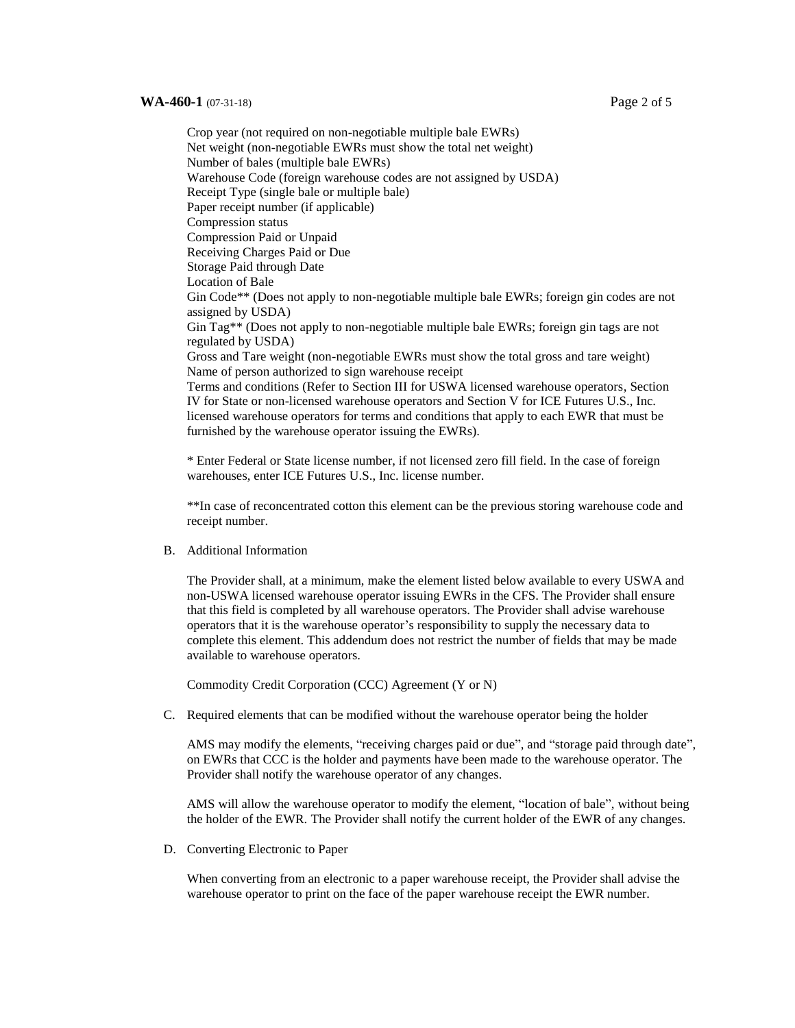Crop year (not required on non-negotiable multiple bale EWRs)
Net weight (non-negotiable EWRs must show the total net weight)
Number of bales (multiple bale EWRs)
Warehouse Code (foreign warehouse codes are not assigned by USDA)
Receipt Type (single bale or multiple bale)
Paper receipt number (if applicable)
Compression status
Compression Paid or Unpaid
Receiving Charges Paid or Due
Storage Paid through Date
Location of Bale
Gin Code** (Does not apply to non-negotiable multiple bale EWRs; foreign gin codes are not assigned by USDA)
Gin Tag** (Does not apply to non-negotiable multiple bale EWRs; foreign gin tags are not regulated by USDA)
Gross and Tare weight (non-negotiable EWRs must show the total gross and tare weight)
Name of person authorized to sign warehouse receipt
Terms and conditions (Refer to Section III for USWA licensed warehouse operators, Section IV for State or non-licensed warehouse operators and Section V for ICE Futures U.S., Inc. licensed warehouse operators for terms and conditions that apply to each EWR that must be furnished by the warehouse operator issuing the EWRs).

* Enter Federal or State license number, if not licensed zero fill field. In the case of foreign warehouses, enter ICE Futures U.S., Inc. license number.

**In case of reconcentrated cotton this element can be the previous storing warehouse code and receipt number.

B. Additional Information

The Provider shall, at a minimum, make the element listed below available to every USWA and non-USWA licensed warehouse operator issuing EWRs in the CFS. The Provider shall ensure that this field is completed by all warehouse operators. The Provider shall advise warehouse operators that it is the warehouse operator's responsibility to supply the necessary data to complete this element. This addendum does not restrict the number of fields that may be made available to warehouse operators.

Commodity Credit Corporation (CCC) Agreement (Y or N)

C. Required elements that can be modified without the warehouse operator being the holder

AMS may modify the elements, "receiving charges paid or due", and "storage paid through date", on EWRs that CCC is the holder and payments have been made to the warehouse operator. The Provider shall notify the warehouse operator of any changes.

AMS will allow the warehouse operator to modify the element, "location of bale", without being the holder of the EWR. The Provider shall notify the current holder of the EWR of any changes.

D. Converting Electronic to Paper

When converting from an electronic to a paper warehouse receipt, the Provider shall advise the warehouse operator to print on the face of the paper warehouse receipt the EWR number.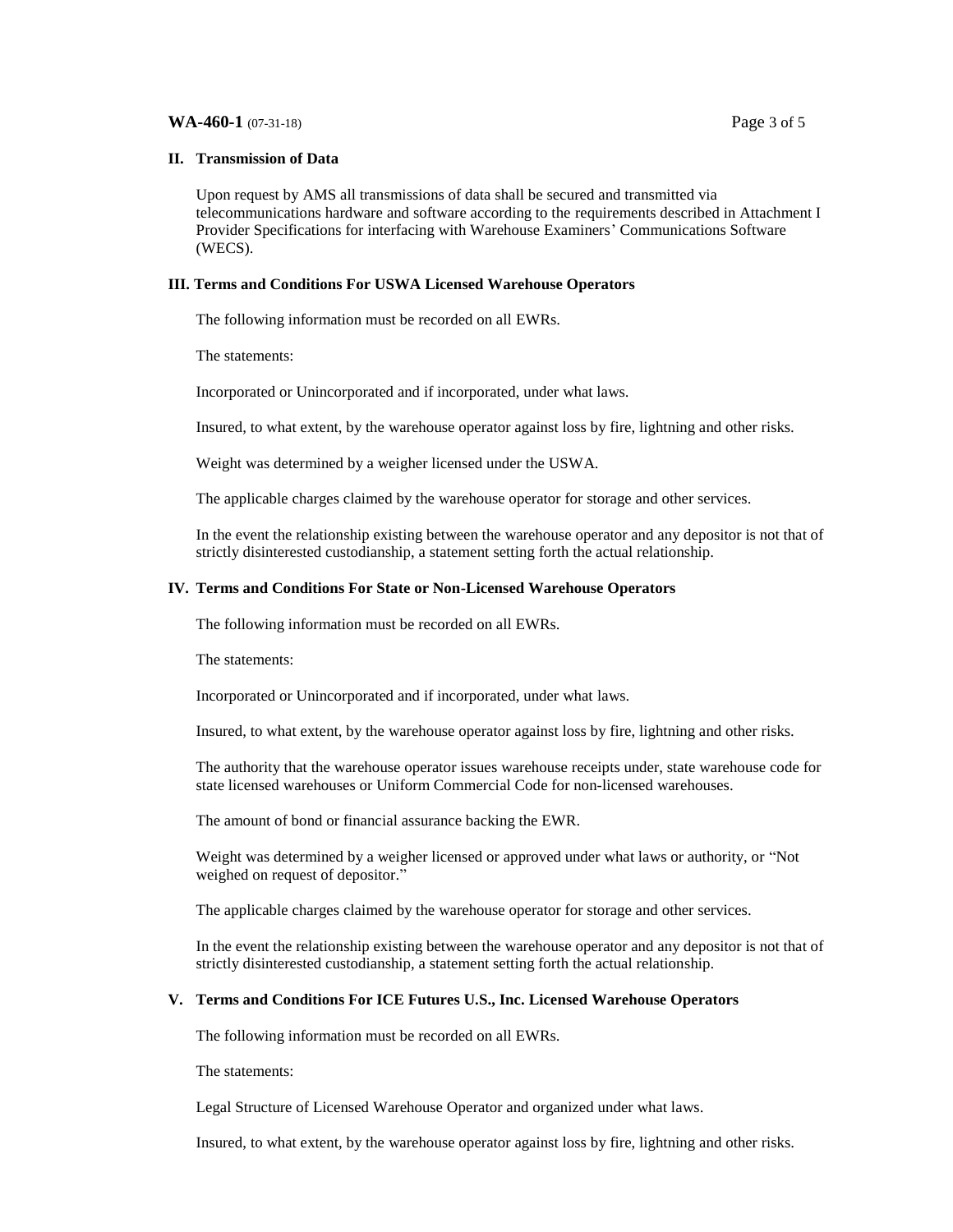## II. Transmission of Data

Upon request by AMS all transmissions of data shall be secured and transmitted via telecommunications hardware and software according to the requirements described in Attachment I Provider Specifications for interfacing with Warehouse Examiners' Communications Software (WECS).

## III. Terms and Conditions For USWA Licensed Warehouse Operators

The following information must be recorded on all EWRs.

The statements:

Incorporated or Unincorporated and if incorporated, under what laws.

Insured, to what extent, by the warehouse operator against loss by fire, lightning and other risks.

Weight was determined by a weigher licensed under the USWA.

The applicable charges claimed by the warehouse operator for storage and other services.

In the event the relationship existing between the warehouse operator and any depositor is not that of strictly disinterested custodianship, a statement setting forth the actual relationship.

## IV. Terms and Conditions For State or Non-Licensed Warehouse Operators

The following information must be recorded on all EWRs.

The statements:

Incorporated or Unincorporated and if incorporated, under what laws.

Insured, to what extent, by the warehouse operator against loss by fire, lightning and other risks.

The authority that the warehouse operator issues warehouse receipts under, state warehouse code for state licensed warehouses or Uniform Commercial Code for non-licensed warehouses.

The amount of bond or financial assurance backing the EWR.

Weight was determined by a weigher licensed or approved under what laws or authority, or "Not weighed on request of depositor."

The applicable charges claimed by the warehouse operator for storage and other services.

In the event the relationship existing between the warehouse operator and any depositor is not that of strictly disinterested custodianship, a statement setting forth the actual relationship.

## V. Terms and Conditions For ICE Futures U.S., Inc. Licensed Warehouse Operators

The following information must be recorded on all EWRs.

The statements:

Legal Structure of Licensed Warehouse Operator and organized under what laws.

Insured, to what extent, by the warehouse operator against loss by fire, lightning and other risks.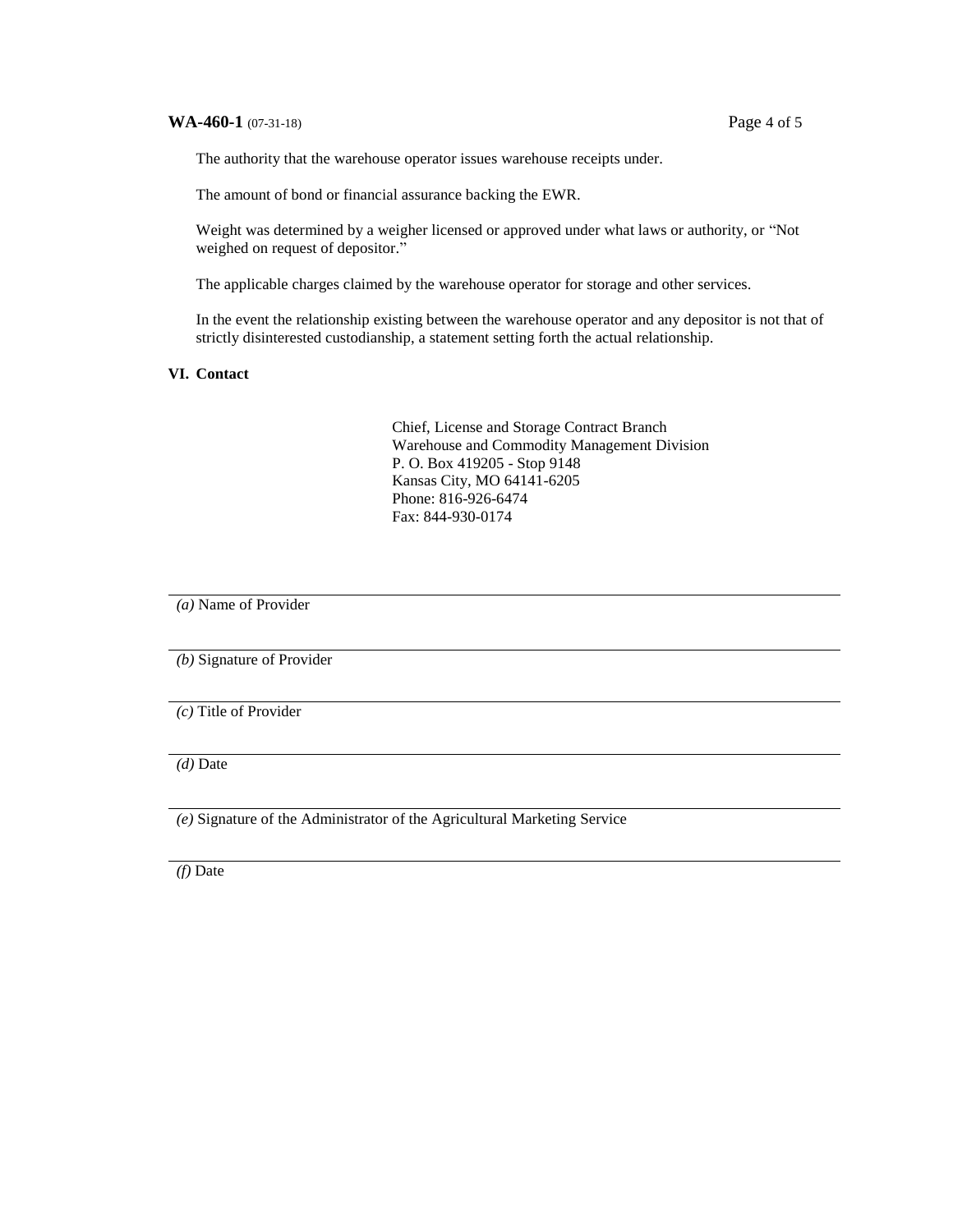The authority that the warehouse operator issues warehouse receipts under.

The amount of bond or financial assurance backing the EWR.

Weight was determined by a weigher licensed or approved under what laws or authority, or "Not weighed on request of depositor."

The applicable charges claimed by the warehouse operator for storage and other services.

In the event the relationship existing between the warehouse operator and any depositor is not that of strictly disinterested custodianship, a statement setting forth the actual relationship.

## VI. Contact

Chief, License and Storage Contract Branch
Warehouse and Commodity Management Division
P. O. Box 419205 - Stop 9148
Kansas City, MO 64141-6205
Phone: 816-926-6474
Fax: 844-930-0174

_______________________________________________

*(a)* Name of Provider

_______________________________________________

*(b)* Signature of Provider

_______________________________________________

*(c)* Title of Provider

_______________________________________________

*(d)* Date

_______________________________________________

*(e)* Signature of the Administrator of the Agricultural Marketing Service

_______________________________________________

*(f)* Date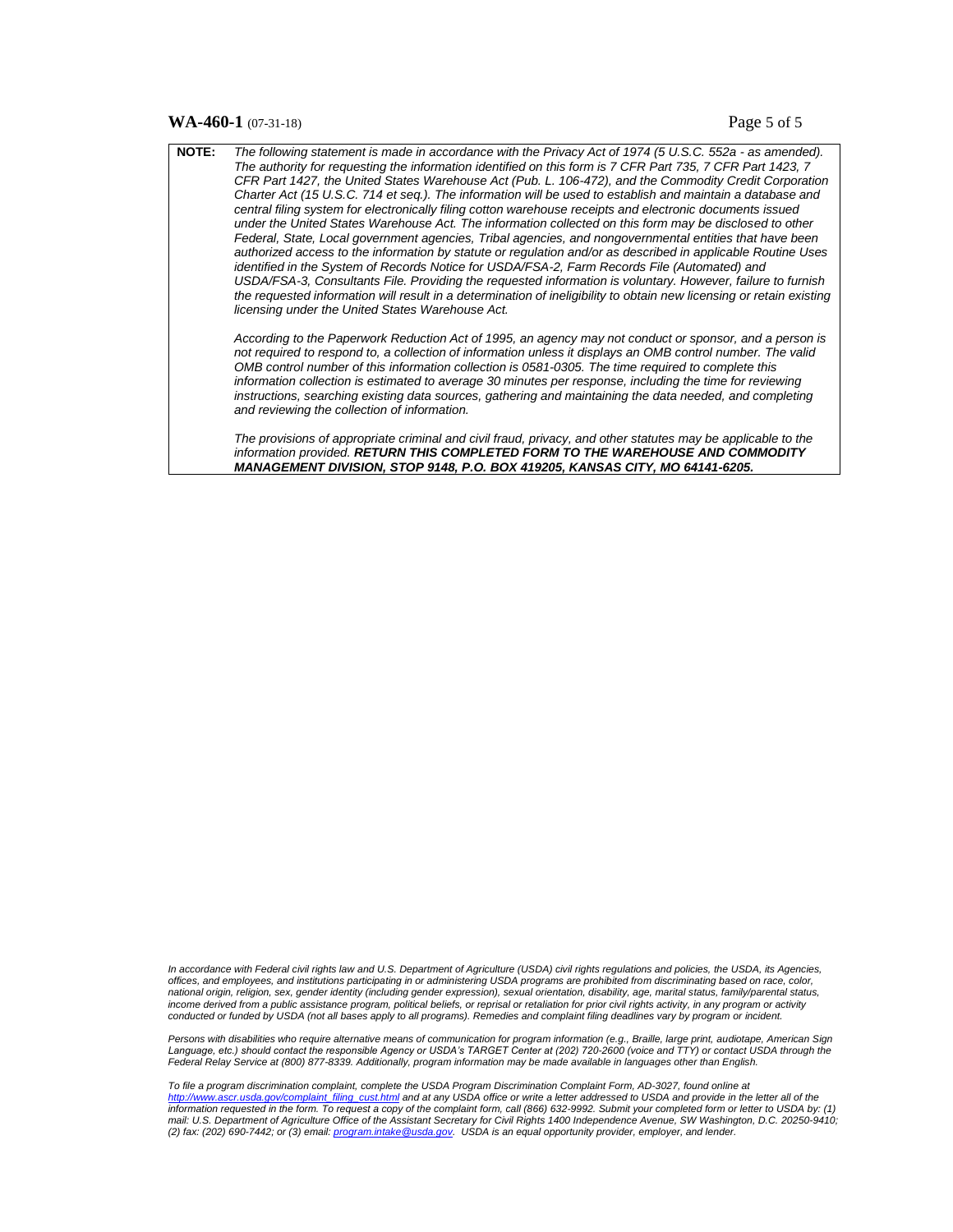**NOTE:** *The following statement is made in accordance with the Privacy Act of 1974 (5 U.S.C. 552a - as amended). The authority for requesting the information identified on this form is 7 CFR Part 735, 7 CFR Part 1423, 7 CFR Part 1427, the United States Warehouse Act (Pub. L. 106-472), and the Commodity Credit Corporation Charter Act (15 U.S.C. 714 et seq.). The information will be used to establish and maintain a database and central filing system for electronically filing cotton warehouse receipts and electronic documents issued under the United States Warehouse Act. The information collected on this form may be disclosed to other Federal, State, Local government agencies, Tribal agencies, and nongovernmental entities that have been authorized access to the information by statute or regulation and/or as described in applicable Routine Uses identified in the System of Records Notice for USDA/FSA-2, Farm Records File (Automated) and USDA/FSA-3, Consultants File. Providing the requested information is voluntary. However, failure to furnish the requested information will result in a determination of ineligibility to obtain new licensing or retain existing licensing under the United States Warehouse Act.*

*According to the Paperwork Reduction Act of 1995, an agency may not conduct or sponsor, and a person is not required to respond to, a collection of information unless it displays an OMB control number. The valid OMB control number of this information collection is 0581-0305. The time required to complete this information collection is estimated to average 30 minutes per response, including the time for reviewing instructions, searching existing data sources, gathering and maintaining the data needed, and completing and reviewing the collection of information.*

*The provisions of appropriate criminal and civil fraud, privacy, and other statutes may be applicable to the information provided.* ***RETURN THIS COMPLETED FORM TO THE WAREHOUSE AND COMMODITY MANAGEMENT DIVISION, STOP 9148, P.O. BOX 419205, KANSAS CITY, MO 64141-6205.***

*In accordance with Federal civil rights law and U.S. Department of Agriculture (USDA) civil rights regulations and policies, the USDA, its Agencies, offices, and employees, and institutions participating in or administering USDA programs are prohibited from discriminating based on race, color, national origin, religion, sex, gender identity (including gender expression), sexual orientation, disability, age, marital status, family/parental status, income derived from a public assistance program, political beliefs, or reprisal or retaliation for prior civil rights activity, in any program or activity conducted or funded by USDA (not all bases apply to all programs). Remedies and complaint filing deadlines vary by program or incident.*

*Persons with disabilities who require alternative means of communication for program information (e.g., Braille, large print, audiotape, American Sign Language, etc.) should contact the responsible Agency or USDA's TARGET Center at (202) 720-2600 (voice and TTY) or contact USDA through the Federal Relay Service at (800) 877-8339. Additionally, program information may be made available in languages other than English.*

*To file a program discrimination complaint, complete the USDA Program Discrimination Complaint Form, AD-3027, found online at http://www.ascr.usda.gov/complaint_filing_cust.html and at any USDA office or write a letter addressed to USDA and provide in the letter all of the information requested in the form. To request a copy of the complaint form, call (866) 632-9992. Submit your completed form or letter to USDA by: (1) mail: U.S. Department of Agriculture Office of the Assistant Secretary for Civil Rights 1400 Independence Avenue, SW Washington, D.C. 20250-9410; (2) fax: (202) 690-7442; or (3) email: program.intake@usda.gov. USDA is an equal opportunity provider, employer, and lender.*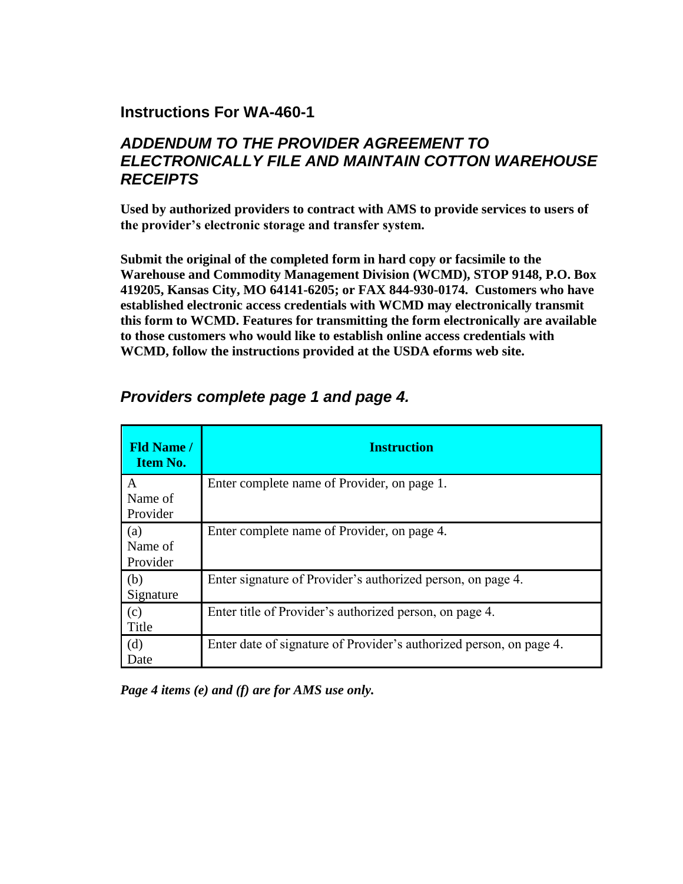## Instructions For WA-460-1

### *ADDENDUM TO THE PROVIDER AGREEMENT TO ELECTRONICALLY FILE AND MAINTAIN COTTON WAREHOUSE RECEIPTS*

**Used by authorized providers to contract with AMS to provide services to users of the provider's electronic storage and transfer system.**

**Submit the original of the completed form in hard copy or facsimile to the Warehouse and Commodity Management Division (WCMD), STOP 9148, P.O. Box 419205, Kansas City, MO 64141-6205; or FAX 844-930-0174. Customers who have established electronic access credentials with WCMD may electronically transmit this form to WCMD. Features for transmitting the form electronically are available to those customers who would like to establish online access credentials with WCMD, follow the instructions provided at the USDA eforms web site.**

### *Providers complete page 1 and page 4.*

| Fld Name / Item No. | Instruction |
|---|---|
| A Name of Provider | Enter complete name of Provider, on page 1. |
| (a) Name of Provider | Enter complete name of Provider, on page 4. |
| (b) Signature | Enter signature of Provider's authorized person, on page 4. |
| (c) Title | Enter title of Provider's authorized person, on page 4. |
| (d) Date | Enter date of signature of Provider's authorized person, on page 4. |

***Page 4 items (e) and (f) are for AMS use only.***